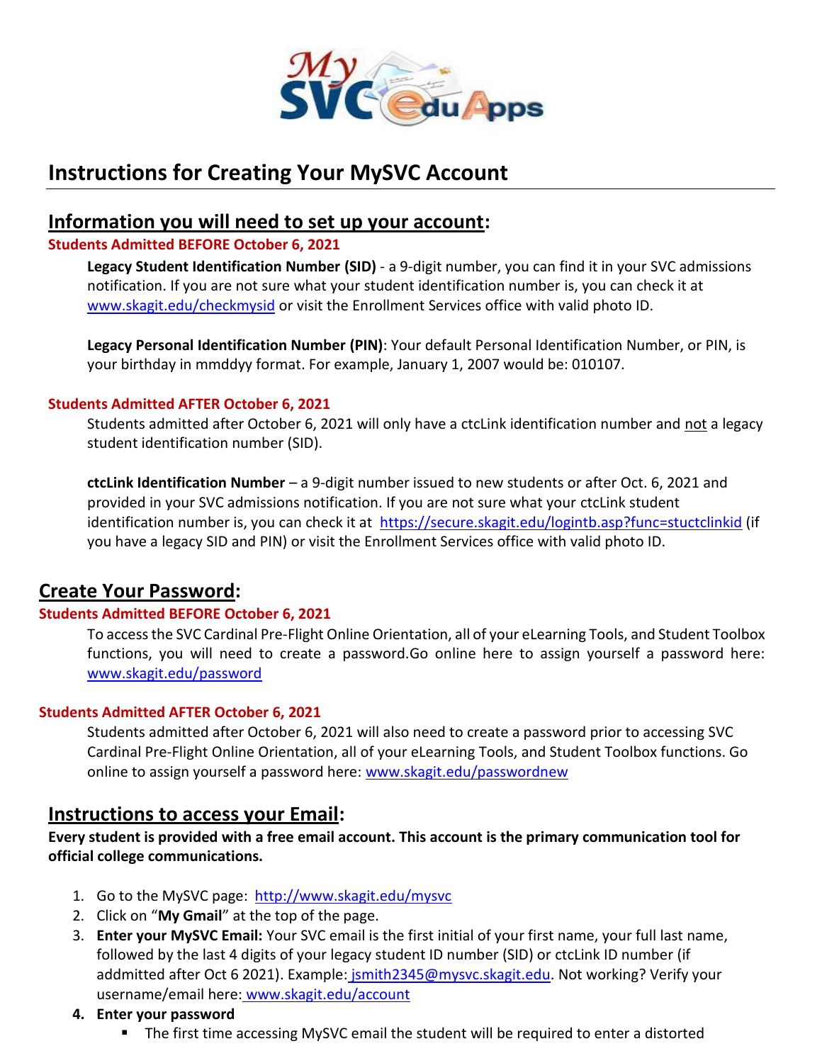# Instructions for Creating Your MySVC Account

## Information you will need to set up your account:

**Students Admitted BEFORE October 6, 2021**

**Legacy Student Identification Number (SID)** - a 9-digit number, you can find it in your SVC admissions notification. If you are not sure what your student identification number is, you can check it at www.skagit.edu/checkmysid or visit the Enrollment Services office with valid photo ID.

**Legacy Personal Identification Number (PIN)**: Your default Personal Identification Number, or PIN, is your birthday in mmddyy format. For example, January 1, 2007 would be: 010107.

**Students Admitted AFTER October 6, 2021**

Students admitted after October 6, 2021 will only have a ctcLink identification number and not a legacy student identification number (SID).

**ctcLink Identification Number** – a 9-digit number issued to new students or after Oct. 6, 2021 and provided in your SVC admissions notification. If you are not sure what your ctcLink student identification number is, you can check it at https://secure.skagit.edu/logintb.asp?func=stuctclinkid (if you have a legacy SID and PIN) or visit the Enrollment Services office with valid photo ID.

## Create Your Password:

**Students Admitted BEFORE October 6, 2021**

To access the SVC Cardinal Pre-Flight Online Orientation, all of your eLearning Tools, and Student Toolbox functions, you will need to create a password.Go online here to assign yourself a password here: www.skagit.edu/password

**Students Admitted AFTER October 6, 2021**

Students admitted after October 6, 2021 will also need to create a password prior to accessing SVC Cardinal Pre-Flight Online Orientation, all of your eLearning Tools, and Student Toolbox functions. Go online to assign yourself a password here: www.skagit.edu/passwordnew

## Instructions to access your Email:

**Every student is provided with a free email account. This account is the primary communication tool for official college communications.**

1. Go to the MySVC page: http://www.skagit.edu/mysvc
2. Click on "**My Gmail**" at the top of the page.
3. **Enter your MySVC Email:** Your SVC email is the first initial of your first name, your full last name, followed by the last 4 digits of your legacy student ID number (SID) or ctcLink ID number (if addmitted after Oct 6 2021). Example: jsmith2345@mysvc.skagit.edu. Not working? Verify your username/email here: www.skagit.edu/account
4. **Enter your password**
   - The first time accessing MySVC email the student will be required to enter a distorted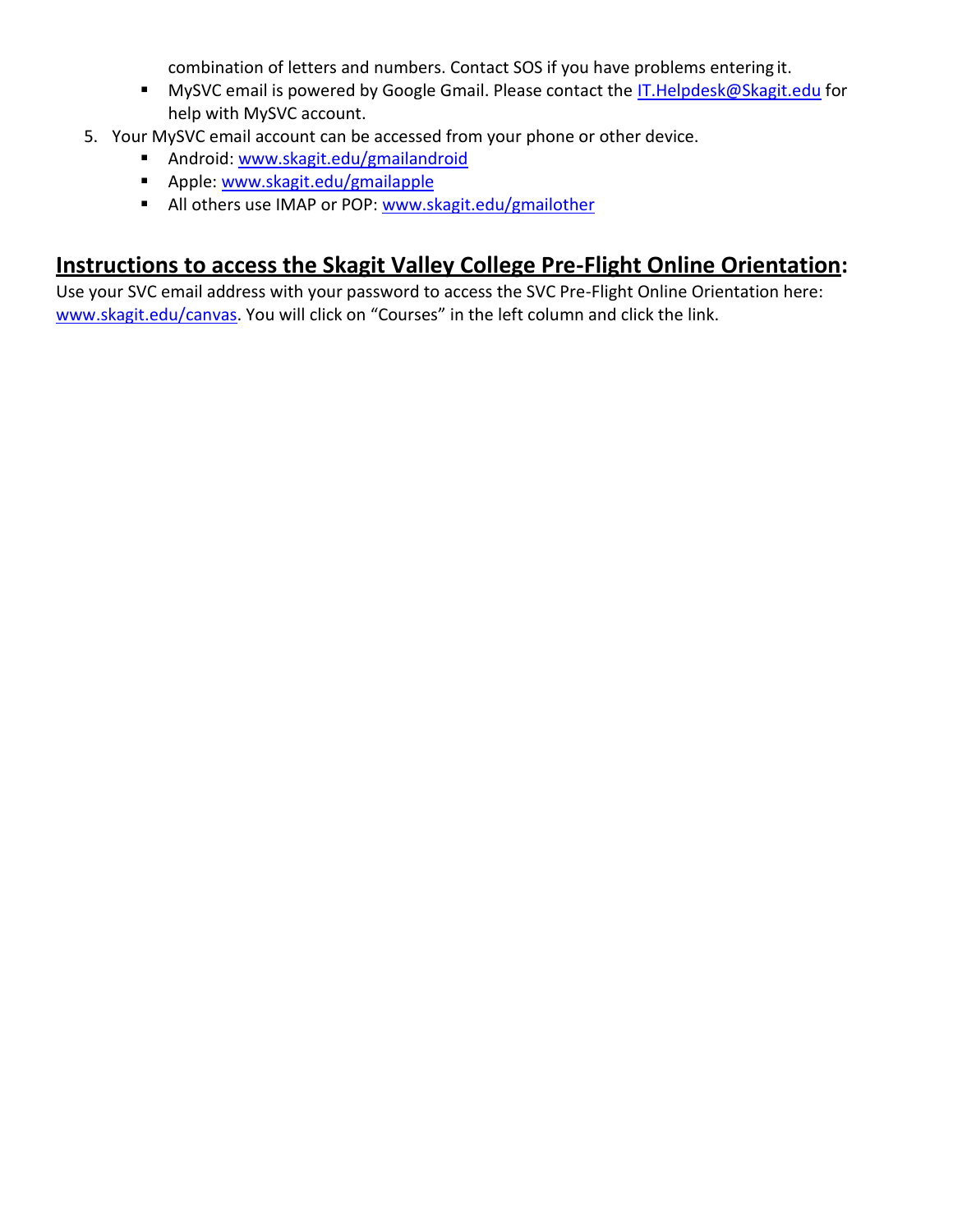combination of letters and numbers. Contact SOS if you have problems entering it.

  - MySVC email is powered by Google Gmail. Please contact the IT.Helpdesk@Skagit.edu for help with MySVC account.

5. Your MySVC email account can be accessed from your phone or other device.
   - Android: www.skagit.edu/gmailandroid
   - Apple: www.skagit.edu/gmailapple
   - All others use IMAP or POP: www.skagit.edu/gmailother

## Instructions to access the Skagit Valley College Pre-Flight Online Orientation:

Use your SVC email address with your password to access the SVC Pre-Flight Online Orientation here: www.skagit.edu/canvas. You will click on "Courses" in the left column and click the link.